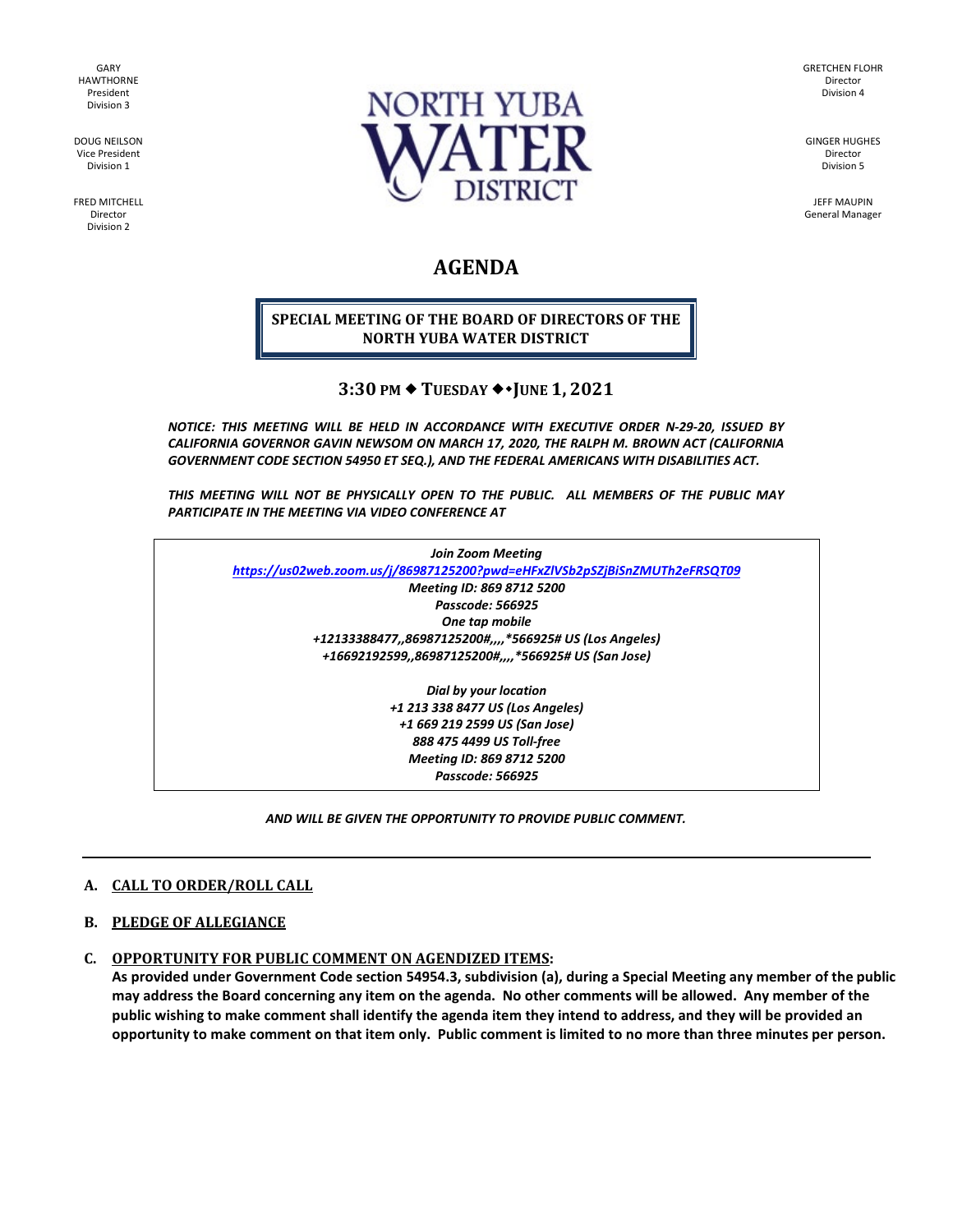GARY HAWTHORNE
President
Division 3

DOUG NEILSON
Vice President
Division 1

FRED MITCHELL
Director
Division 2

NORTH YUBA WATER DISTRICT

GRETCHEN FLOHR
Director
Division 4

GINGER HUGHES
Director
Division 5

JEFF MAUPIN
General Manager

# AGENDA

**SPECIAL MEETING OF THE BOARD OF DIRECTORS OF THE NORTH YUBA WATER DISTRICT**

**3:30 PM ◆ TUESDAY ◆◆JUNE 1, 2021**

***NOTICE: THIS MEETING WILL BE HELD IN ACCORDANCE WITH EXECUTIVE ORDER N-29-20, ISSUED BY CALIFORNIA GOVERNOR GAVIN NEWSOM ON MARCH 17, 2020, THE RALPH M. BROWN ACT (CALIFORNIA GOVERNMENT CODE SECTION 54950 ET SEQ.), AND THE FEDERAL AMERICANS WITH DISABILITIES ACT.***

***THIS MEETING WILL NOT BE PHYSICALLY OPEN TO THE PUBLIC. ALL MEMBERS OF THE PUBLIC MAY PARTICIPATE IN THE MEETING VIA VIDEO CONFERENCE AT***

***Join Zoom Meeting***
***https://us02web.zoom.us/j/86987125200?pwd=eHFxZlVSb2pSZjBiSnZMUTh2eFRSQT09***
***Meeting ID: 869 8712 5200***
***Passcode: 566925***
***One tap mobile***
***+12133388477,,86987125200#,,,,*566925# US (Los Angeles)***
***+16692192599,,86987125200#,,,,*566925# US (San Jose)***

***Dial by your location***
***+1 213 338 8477 US (Los Angeles)***
***+1 669 219 2599 US (San Jose)***
***888 475 4499 US Toll-free***
***Meeting ID: 869 8712 5200***
***Passcode: 566925***

***AND WILL BE GIVEN THE OPPORTUNITY TO PROVIDE PUBLIC COMMENT.***

---

**A. CALL TO ORDER/ROLL CALL**

**B. PLEDGE OF ALLEGIANCE**

**C. OPPORTUNITY FOR PUBLIC COMMENT ON AGENDIZED ITEMS:**
**As provided under Government Code section 54954.3, subdivision (a), during a Special Meeting any member of the public may address the Board concerning any item on the agenda. No other comments will be allowed. Any member of the public wishing to make comment shall identify the agenda item they intend to address, and they will be provided an opportunity to make comment on that item only. Public comment is limited to no more than three minutes per person.**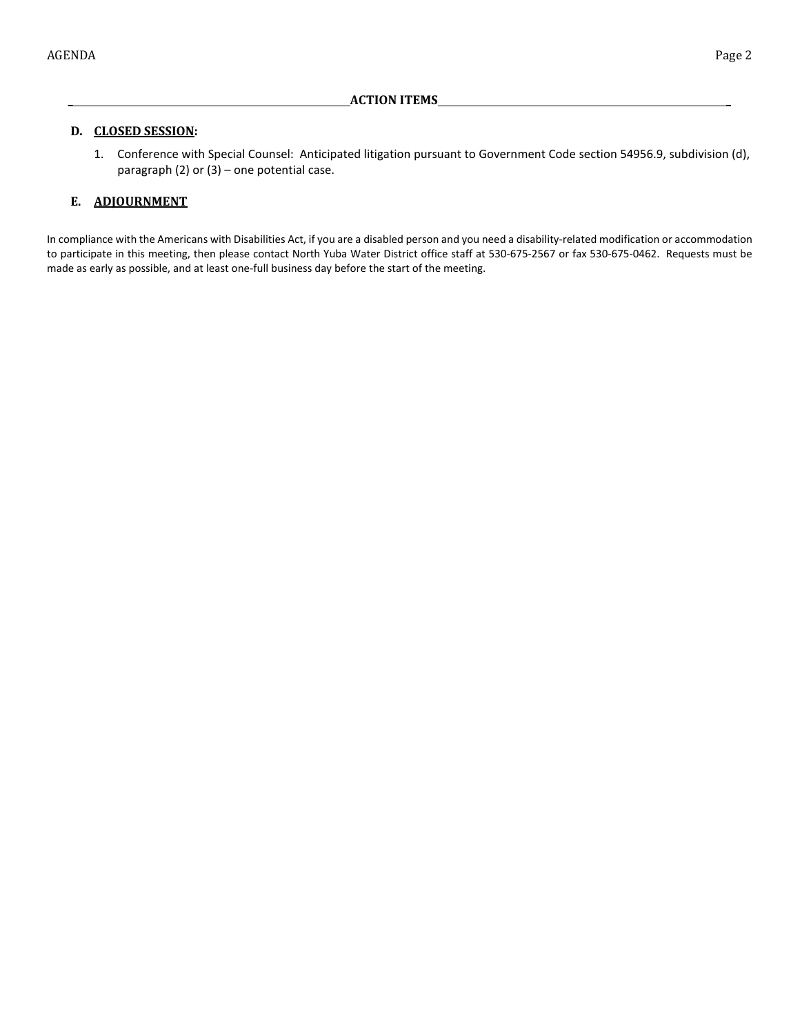## ACTION ITEMS

### D. **CLOSED SESSION:**

1. Conference with Special Counsel: Anticipated litigation pursuant to Government Code section 54956.9, subdivision (d), paragraph (2) or (3) – one potential case.

### E. **ADJOURNMENT**

In compliance with the Americans with Disabilities Act, if you are a disabled person and you need a disability-related modification or accommodation to participate in this meeting, then please contact North Yuba Water District office staff at 530-675-2567 or fax 530-675-0462. Requests must be made as early as possible, and at least one-full business day before the start of the meeting.